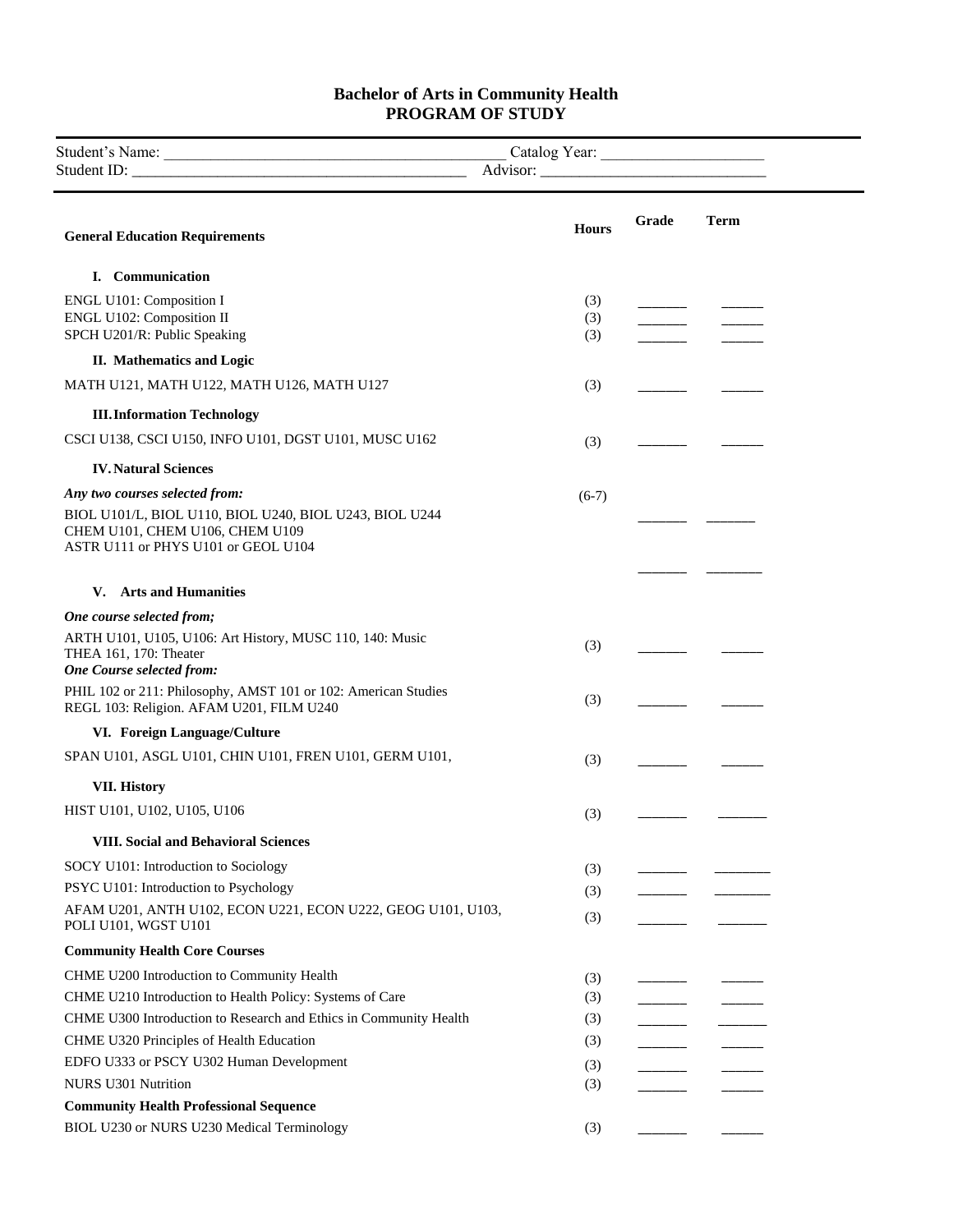# Bachelor of Arts in Community Health
## PROGRAM OF STUDY

Student's Name: ___________________________________________ Catalog Year: ____________________
Student ID: ___________________________________________ Advisor: ____________________________

| General Education Requirements | Hours | Grade | Term |
|---|---|---|---|
| **I. Communication** | | | |
| ENGL U101: Composition I | (3) | ______ | ______ |
| ENGL U102: Composition II | (3) | ______ | ______ |
| SPCH U201/R: Public Speaking | (3) | ______ | ______ |
| **II. Mathematics and Logic** | | | |
| MATH U121, MATH U122, MATH U126, MATH U127 | (3) | ______ | ______ |
| **III. Information Technology** | | | |
| CSCI U138, CSCI U150, INFO U101, DGST U101, MUSC U162 | (3) | ______ | ______ |
| **IV. Natural Sciences** | | | |
| ***Any two courses selected from:*** | (6-7) | | |
| BIOL U101/L, BIOL U110, BIOL U240, BIOL U243, BIOL U244<br>CHEM U101, CHEM U106, CHEM U109<br>ASTR U111 or PHYS U101 or GEOL U104 | | ______ | ______ |
| | | ______ | ______ |
| **V. Arts and Humanities** | | | |
| ***One course selected from;*** | | | |
| ARTH U101, U105, U106: Art History, MUSC 110, 140: Music<br>THEA 161, 170: Theater | (3) | ______ | ______ |
| ***One Course selected from:*** | | | |
| PHIL 102 or 211: Philosophy, AMST 101 or 102: American Studies<br>REGL 103: Religion. AFAM U201, FILM U240 | (3) | ______ | ______ |
| **VI. Foreign Language/Culture** | | | |
| SPAN U101, ASGL U101, CHIN U101, FREN U101, GERM U101, | (3) | ______ | ______ |
| **VII. History** | | | |
| HIST U101, U102, U105, U106 | (3) | ______ | ______ |
| **VIII. Social and Behavioral Sciences** | | | |
| SOCY U101: Introduction to Sociology | (3) | ______ | ______ |
| PSYC U101: Introduction to Psychology | (3) | ______ | ______ |
| AFAM U201, ANTH U102, ECON U221, ECON U222, GEOG U101, U103,<br>POLI U101, WGST U101 | (3) | ______ | ______ |
| **Community Health Core Courses** | | | |
| CHME U200 Introduction to Community Health | (3) | ______ | ______ |
| CHME U210 Introduction to Health Policy: Systems of Care | (3) | ______ | ______ |
| CHME U300 Introduction to Research and Ethics in Community Health | (3) | ______ | ______ |
| CHME U320 Principles of Health Education | (3) | ______ | ______ |
| EDFO U333 or PSCY U302 Human Development | (3) | ______ | ______ |
| NURS U301 Nutrition | (3) | ______ | ______ |
| **Community Health Professional Sequence** | | | |
| BIOL U230 or NURS U230 Medical Terminology | (3) | ______ | ______ |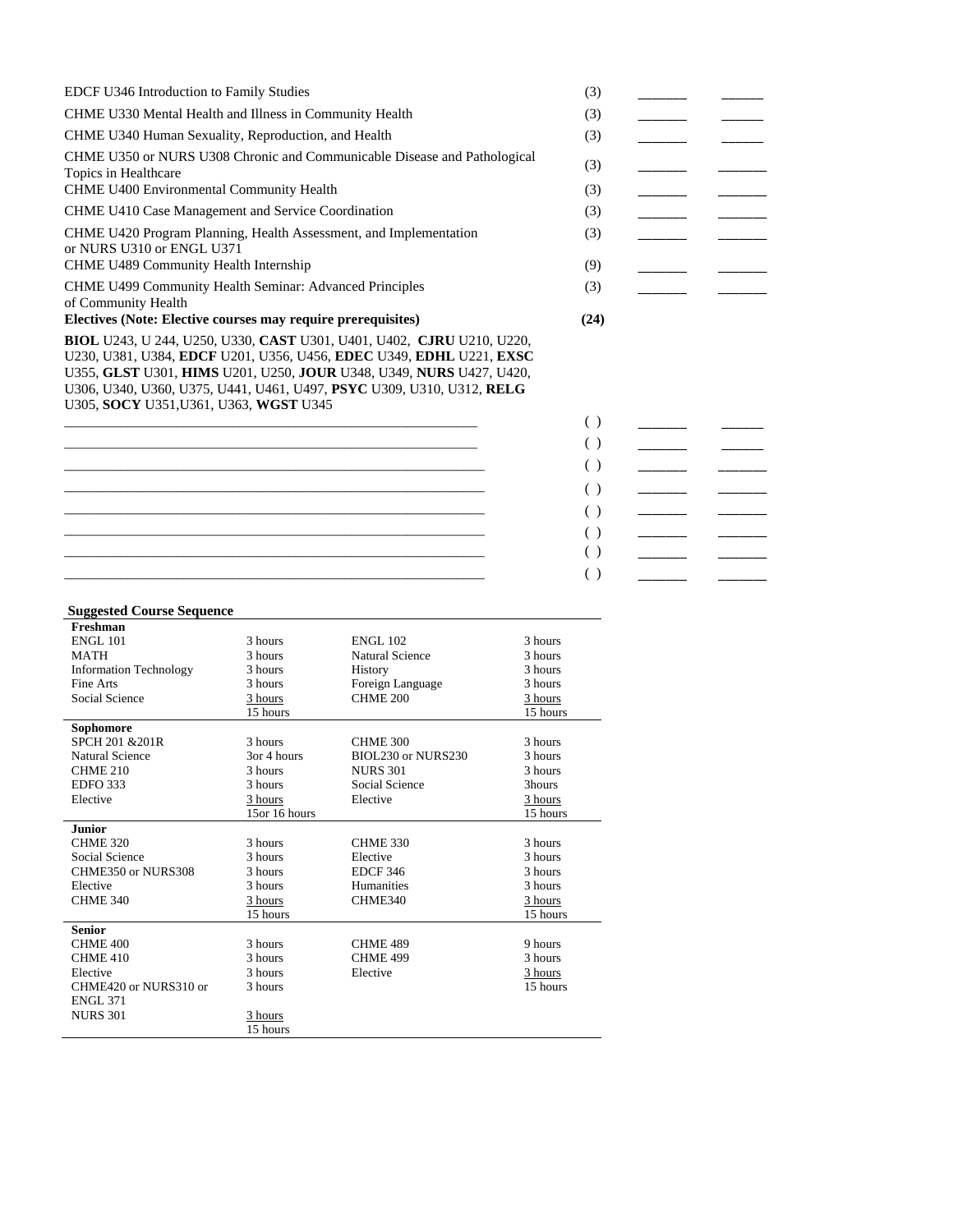| | | | |
|---|---|---|---|
| EDCF U346 Introduction to Family Studies | (3) | ______ | ______ |
| CHME U330 Mental Health and Illness in Community Health | (3) | ______ | ______ |
| CHME U340 Human Sexuality, Reproduction, and Health | (3) | ______ | ______ |
| CHME U350 or NURS U308 Chronic and Communicable Disease and Pathological Topics in Healthcare | (3) | ______ | ______ |
| CHME U400 Environmental Community Health | (3) | ______ | ______ |
| CHME U410 Case Management and Service Coordination | (3) | ______ | ______ |
| CHME U420 Program Planning, Health Assessment, and Implementation or NURS U310 or ENGL U371 | (3) | ______ | ______ |
| CHME U489 Community Health Internship | (9) | ______ | ______ |
| CHME U499 Community Health Seminar: Advanced Principles of Community Health | (3) | ______ | ______ |
| **Electives (Note: Elective courses may require prerequisites)** | **(24)** | | |
| **BIOL** U243, U 244, U250, U330, **CAST** U301, U401, U402, **CJRU** U210, U220, U230, U381, U384, **EDCF** U201, U356, U456, **EDEC** U349, **EDHL** U221, **EXSC** U355, **GLST** U301, **HIMS** U201, U250, **JOUR** U348, U349, **NURS** U427, U420, U306, U340, U360, U375, U441, U461, U497, **PSYC** U309, U310, U312, **RELG** U305, **SOCY** U351,U361, U363, **WGST** U345 | | | |
| ______________________________ | ( ) | ______ | ______ |
| ______________________________ | ( ) | ______ | ______ |
| ______________________________ | ( ) | ______ | ______ |
| ______________________________ | ( ) | ______ | ______ |
| ______________________________ | ( ) | ______ | ______ |
| ______________________________ | ( ) | ______ | ______ |
| ______________________________ | ( ) | ______ | ______ |
| ______________________________ | ( ) | ______ | ______ |

**Suggested Course Sequence**

| | | | |
|---|---|---|---|
| **Freshman** | | | |
| ENGL 101 | 3 hours | ENGL 102 | 3 hours |
| MATH | 3 hours | Natural Science | 3 hours |
| Information Technology | 3 hours | History | 3 hours |
| Fine Arts | 3 hours | Foreign Language | 3 hours |
| Social Science | 3 hours | CHME 200 | 3 hours |
| | 15 hours | | 15 hours |
| **Sophomore** | | | |
| SPCH 201 &201R | 3 hours | CHME 300 | 3 hours |
| Natural Science | 3or 4 hours | BIOL230 or NURS230 | 3 hours |
| CHME 210 | 3 hours | NURS 301 | 3 hours |
| EDFO 333 | 3 hours | Social Science | 3hours |
| Elective | 3 hours | Elective | 3 hours |
| | 15or 16 hours | | 15 hours |
| **Junior** | | | |
| CHME 320 | 3 hours | CHME 330 | 3 hours |
| Social Science | 3 hours | Elective | 3 hours |
| CHME350 or NURS308 | 3 hours | EDCF 346 | 3 hours |
| Elective | 3 hours | Humanities | 3 hours |
| CHME 340 | 3 hours | CHME340 | 3 hours |
| | 15 hours | | 15 hours |
| **Senior** | | | |
| CHME 400 | 3 hours | CHME 489 | 9 hours |
| CHME 410 | 3 hours | CHME 499 | 3 hours |
| Elective | 3 hours | Elective | 3 hours |
| CHME420 or NURS310 or ENGL 371 | 3 hours | | 15 hours |
| NURS 301 | 3 hours | | |
| | 15 hours | | |